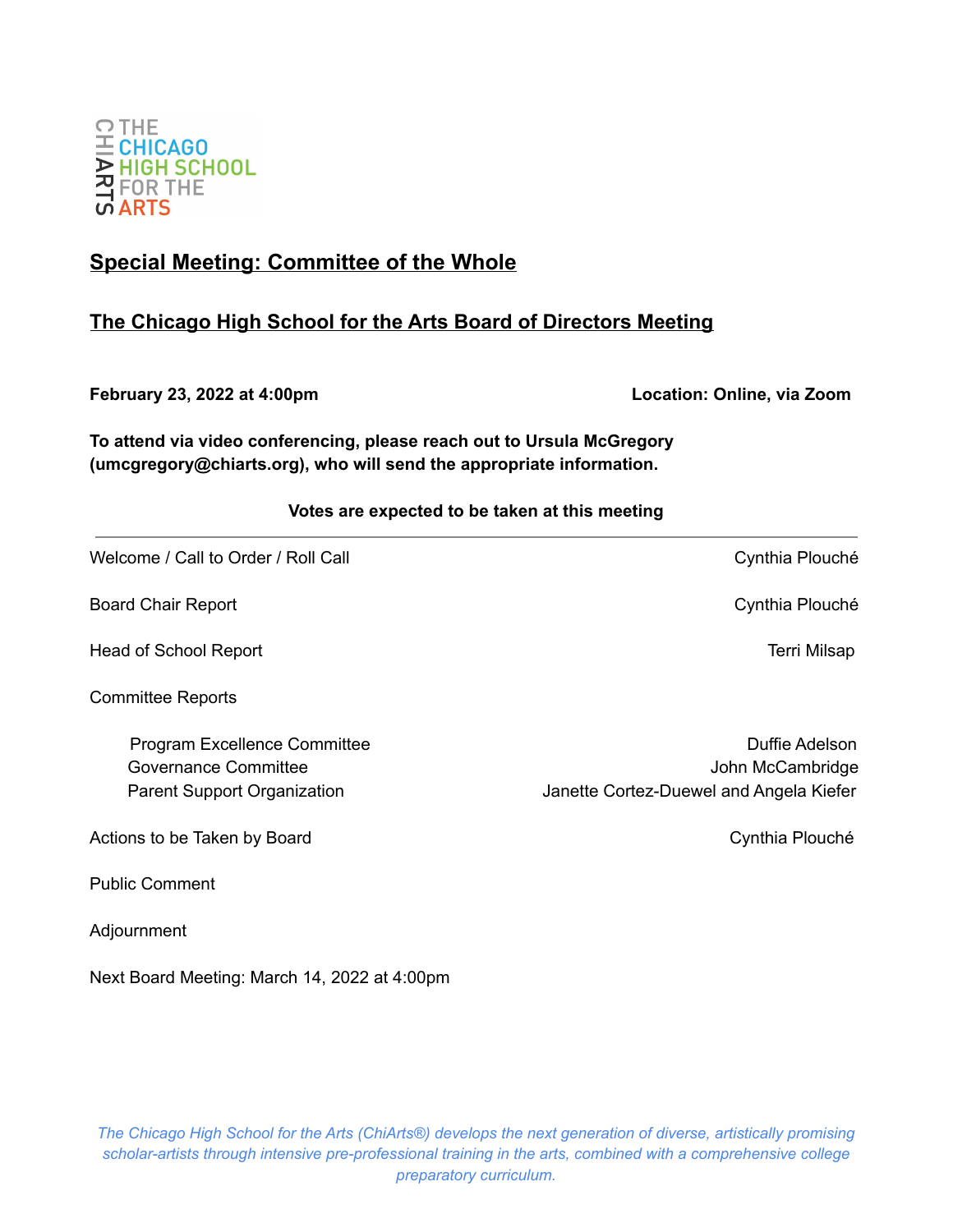THE CHICAGO HIGH SCHOOL FOR THE ARTS

## Special Meeting: Committee of the Whole

## The Chicago High School for the Arts Board of Directors Meeting

**February 23, 2022 at 4:00pm** **Location: Online, via Zoom**

**To attend via video conferencing, please reach out to Ursula McGregory (umcgregory@chiarts.org), who will send the appropriate information.**

**Votes are expected to be taken at this meeting**

---

Welcome / Call to Order / Roll Call — Cynthia Plouché

Board Chair Report — Cynthia Plouché

Head of School Report — Terri Milsap

Committee Reports

- Program Excellence Committee — Duffie Adelson
- Governance Committee — John McCambridge
- Parent Support Organization — Janette Cortez-Duewel and Angela Kiefer

Actions to be Taken by Board — Cynthia Plouché

Public Comment

Adjournment

Next Board Meeting: March 14, 2022 at 4:00pm

*The Chicago High School for the Arts (ChiArts®) develops the next generation of diverse, artistically promising scholar-artists through intensive pre-professional training in the arts, combined with a comprehensive college preparatory curriculum.*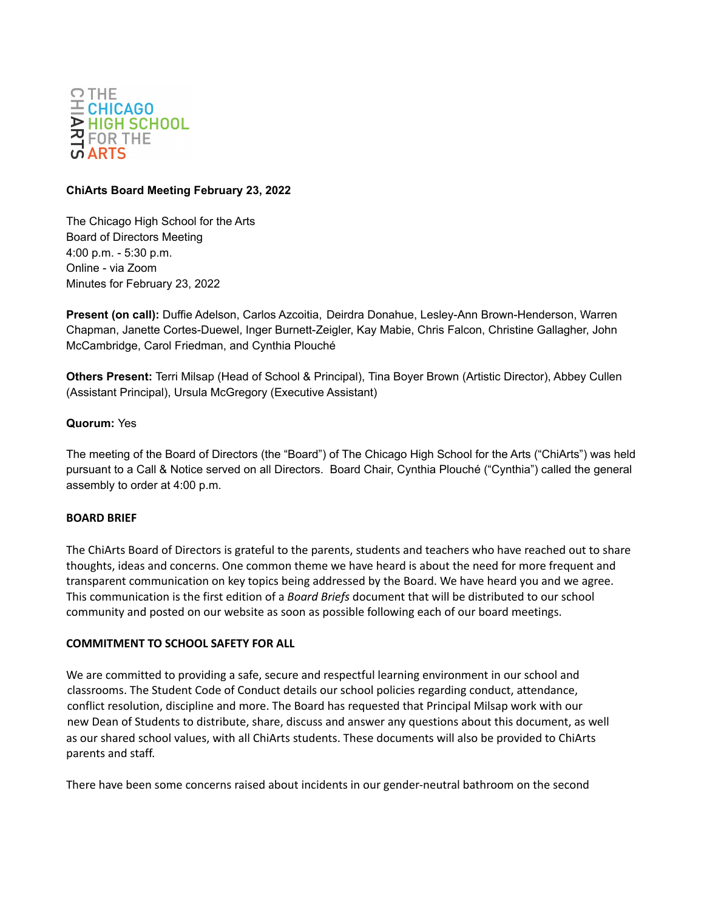THE CHICAGO HIGH SCHOOL FOR THE ARTS

**ChiArts Board Meeting February 23, 2022**

The Chicago High School for the Arts
Board of Directors Meeting
4:00 p.m. - 5:30 p.m.
Online - via Zoom
Minutes for February 23, 2022

**Present (on call):** Duffie Adelson, Carlos Azcoitia, Deirdra Donahue, Lesley-Ann Brown-Henderson, Warren Chapman, Janette Cortes-Duewel, Inger Burnett-Zeigler, Kay Mabie, Chris Falcon, Christine Gallagher, John McCambridge, Carol Friedman, and Cynthia Plouché

**Others Present:** Terri Milsap (Head of School & Principal), Tina Boyer Brown (Artistic Director), Abbey Cullen (Assistant Principal), Ursula McGregory (Executive Assistant)

**Quorum:** Yes

The meeting of the Board of Directors (the "Board") of The Chicago High School for the Arts ("ChiArts") was held pursuant to a Call & Notice served on all Directors. Board Chair, Cynthia Plouché ("Cynthia") called the general assembly to order at 4:00 p.m.

**BOARD BRIEF**

The ChiArts Board of Directors is grateful to the parents, students and teachers who have reached out to share thoughts, ideas and concerns. One common theme we have heard is about the need for more frequent and transparent communication on key topics being addressed by the Board. We have heard you and we agree. This communication is the first edition of a *Board Briefs* document that will be distributed to our school community and posted on our website as soon as possible following each of our board meetings.

**COMMITMENT TO SCHOOL SAFETY FOR ALL**

We are committed to providing a safe, secure and respectful learning environment in our school and classrooms. The Student Code of Conduct details our school policies regarding conduct, attendance, conflict resolution, discipline and more. The Board has requested that Principal Milsap work with our new Dean of Students to distribute, share, discuss and answer any questions about this document, as well as our shared school values, with all ChiArts students. These documents will also be provided to ChiArts parents and staff.

There have been some concerns raised about incidents in our gender-neutral bathroom on the second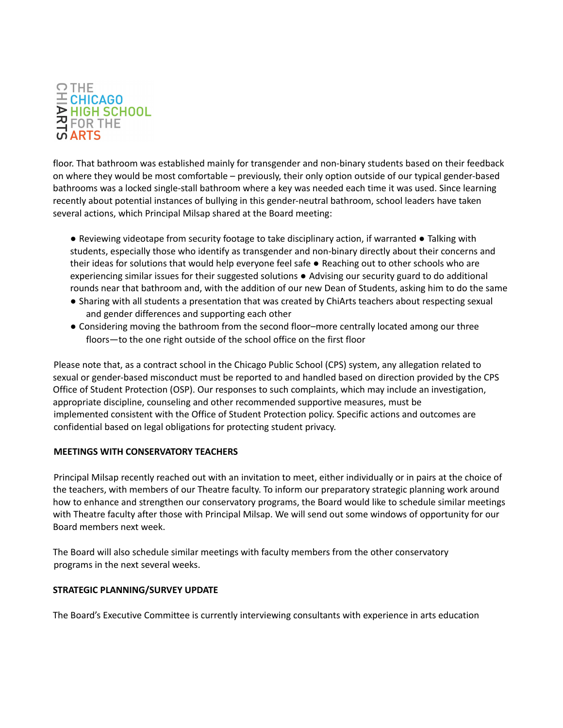floor. That bathroom was established mainly for transgender and non-binary students based on their feedback on where they would be most comfortable – previously, their only option outside of our typical gender-based bathrooms was a locked single-stall bathroom where a key was needed each time it was used. Since learning recently about potential instances of bullying in this gender-neutral bathroom, school leaders have taken several actions, which Principal Milsap shared at the Board meeting:

- Reviewing videotape from security footage to take disciplinary action, if warranted
- Talking with students, especially those who identify as transgender and non-binary directly about their concerns and their ideas for solutions that would help everyone feel safe
- Reaching out to other schools who are experiencing similar issues for their suggested solutions
- Advising our security guard to do additional rounds near that bathroom and, with the addition of our new Dean of Students, asking him to do the same
- Sharing with all students a presentation that was created by ChiArts teachers about respecting sexual and gender differences and supporting each other
- Considering moving the bathroom from the second floor–more centrally located among our three floors—to the one right outside of the school office on the first floor

Please note that, as a contract school in the Chicago Public School (CPS) system, any allegation related to sexual or gender-based misconduct must be reported to and handled based on direction provided by the CPS Office of Student Protection (OSP). Our responses to such complaints, which may include an investigation, appropriate discipline, counseling and other recommended supportive measures, must be implemented consistent with the Office of Student Protection policy. Specific actions and outcomes are confidential based on legal obligations for protecting student privacy.

**MEETINGS WITH CONSERVATORY TEACHERS**

Principal Milsap recently reached out with an invitation to meet, either individually or in pairs at the choice of the teachers, with members of our Theatre faculty. To inform our preparatory strategic planning work around how to enhance and strengthen our conservatory programs, the Board would like to schedule similar meetings with Theatre faculty after those with Principal Milsap. We will send out some windows of opportunity for our Board members next week.

The Board will also schedule similar meetings with faculty members from the other conservatory programs in the next several weeks.

**STRATEGIC PLANNING/SURVEY UPDATE**

The Board's Executive Committee is currently interviewing consultants with experience in arts education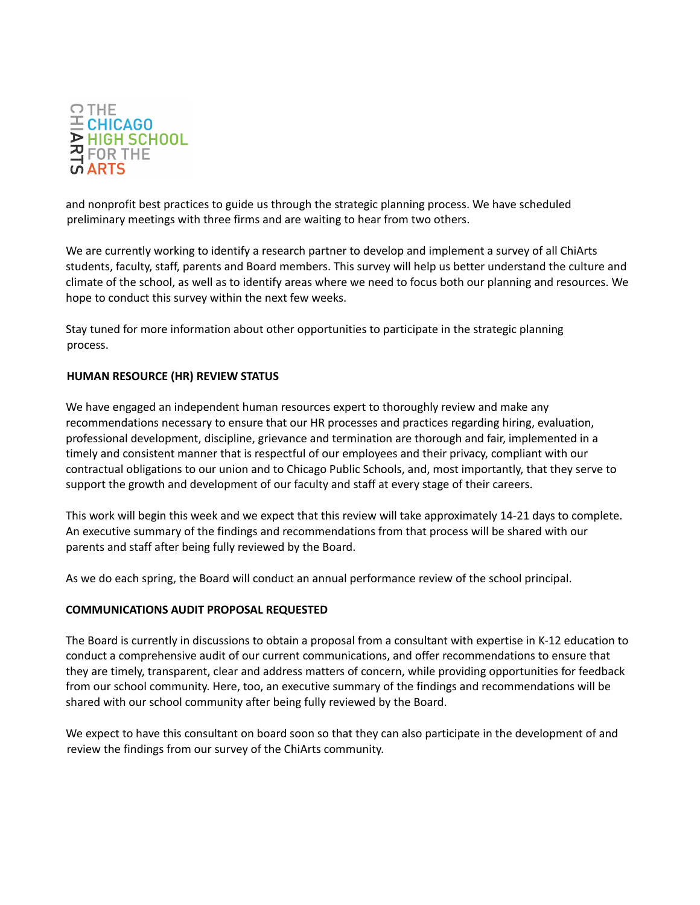and nonprofit best practices to guide us through the strategic planning process. We have scheduled preliminary meetings with three firms and are waiting to hear from two others.

We are currently working to identify a research partner to develop and implement a survey of all ChiArts students, faculty, staff, parents and Board members. This survey will help us better understand the culture and climate of the school, as well as to identify areas where we need to focus both our planning and resources. We hope to conduct this survey within the next few weeks.

Stay tuned for more information about other opportunities to participate in the strategic planning process.

**HUMAN RESOURCE (HR) REVIEW STATUS**

We have engaged an independent human resources expert to thoroughly review and make any recommendations necessary to ensure that our HR processes and practices regarding hiring, evaluation, professional development, discipline, grievance and termination are thorough and fair, implemented in a timely and consistent manner that is respectful of our employees and their privacy, compliant with our contractual obligations to our union and to Chicago Public Schools, and, most importantly, that they serve to support the growth and development of our faculty and staff at every stage of their careers.

This work will begin this week and we expect that this review will take approximately 14-21 days to complete. An executive summary of the findings and recommendations from that process will be shared with our parents and staff after being fully reviewed by the Board.

As we do each spring, the Board will conduct an annual performance review of the school principal.

**COMMUNICATIONS AUDIT PROPOSAL REQUESTED**

The Board is currently in discussions to obtain a proposal from a consultant with expertise in K-12 education to conduct a comprehensive audit of our current communications, and offer recommendations to ensure that they are timely, transparent, clear and address matters of concern, while providing opportunities for feedback from our school community. Here, too, an executive summary of the findings and recommendations will be shared with our school community after being fully reviewed by the Board.

We expect to have this consultant on board soon so that they can also participate in the development of and review the findings from our survey of the ChiArts community.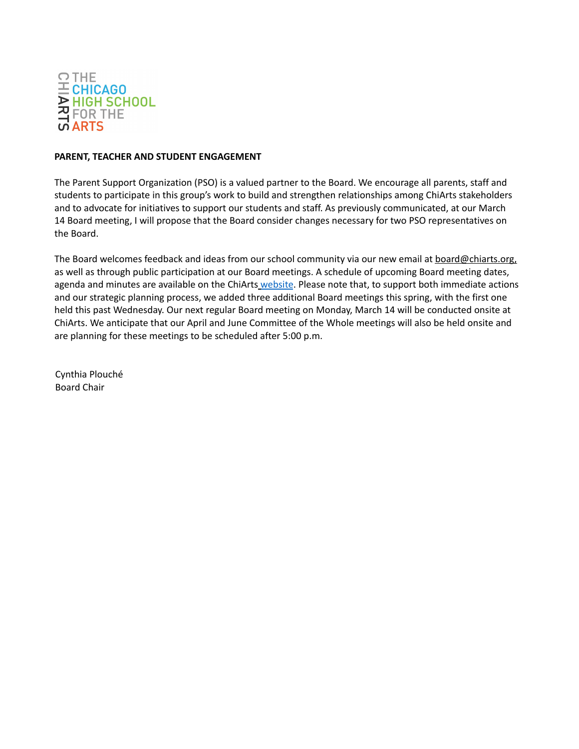THE CHICAGO HIGH SCHOOL FOR THE ARTS

**PARENT, TEACHER AND STUDENT ENGAGEMENT**

The Parent Support Organization (PSO) is a valued partner to the Board. We encourage all parents, staff and students to participate in this group's work to build and strengthen relationships among ChiArts stakeholders and to advocate for initiatives to support our students and staff. As previously communicated, at our March 14 Board meeting, I will propose that the Board consider changes necessary for two PSO representatives on the Board.

The Board welcomes feedback and ideas from our school community via our new email at board@chiarts.org, as well as through public participation at our Board meetings. A schedule of upcoming Board meeting dates, agenda and minutes are available on the ChiArts website. Please note that, to support both immediate actions and our strategic planning process, we added three additional Board meetings this spring, with the first one held this past Wednesday. Our next regular Board meeting on Monday, March 14 will be conducted onsite at ChiArts. We anticipate that our April and June Committee of the Whole meetings will also be held onsite and are planning for these meetings to be scheduled after 5:00 p.m.

Cynthia Plouché
Board Chair